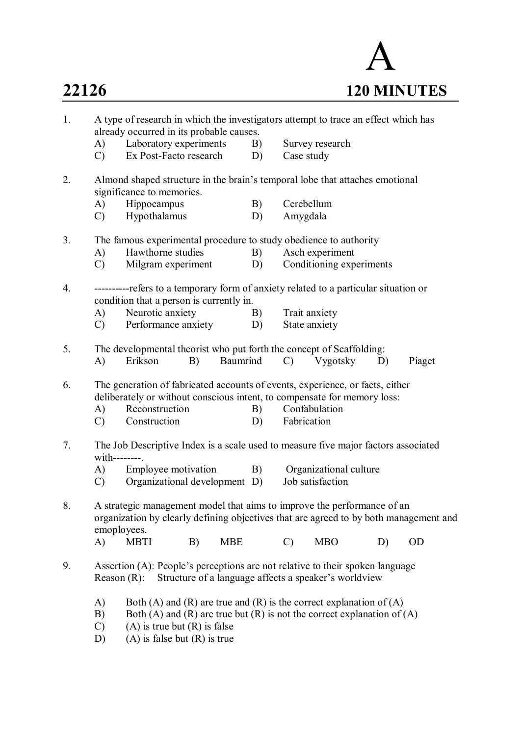# A

**22126** **120 MINUTES**

1. A type of research in which the investigators attempt to trace an effect which has already occurred in its probable causes.
   - A) Laboratory experiments
   - B) Survey research
   - C) Ex Post-Facto research
   - D) Case study

2. Almond shaped structure in the brain's temporal lobe that attaches emotional significance to memories.
   - A) Hippocampus
   - B) Cerebellum
   - C) Hypothalamus
   - D) Amygdala

3. The famous experimental procedure to study obedience to authority
   - A) Hawthorne studies
   - B) Asch experiment
   - C) Milgram experiment
   - D) Conditioning experiments

4. ----------refers to a temporary form of anxiety related to a particular situation or condition that a person is currently in.
   - A) Neurotic anxiety
   - B) Trait anxiety
   - C) Performance anxiety
   - D) State anxiety

5. The developmental theorist who put forth the concept of Scaffolding:
   - A) Erikson
   - B) Baumrind
   - C) Vygotsky
   - D) Piaget

6. The generation of fabricated accounts of events, experience, or facts, either deliberately or without conscious intent, to compensate for memory loss:
   - A) Reconstruction
   - B) Confabulation
   - C) Construction
   - D) Fabrication

7. The Job Descriptive Index is a scale used to measure five major factors associated with--------.
   - A) Employee motivation
   - B) Organizational culture
   - C) Organizational development
   - D) Job satisfaction

8. A strategic management model that aims to improve the performance of an organization by clearly defining objectives that are agreed to by both management and emoployees.
   - A) MBTI
   - B) MBE
   - C) MBO
   - D) OD

9. Assertion (A): People's perceptions are not relative to their spoken language
   Reason (R): Structure of a language affects a speaker's worldview

   - A) Both (A) and (R) are true and (R) is the correct explanation of (A)
   - B) Both (A) and (R) are true but (R) is not the correct explanation of (A)
   - C) (A) is true but (R) is false
   - D) (A) is false but (R) is true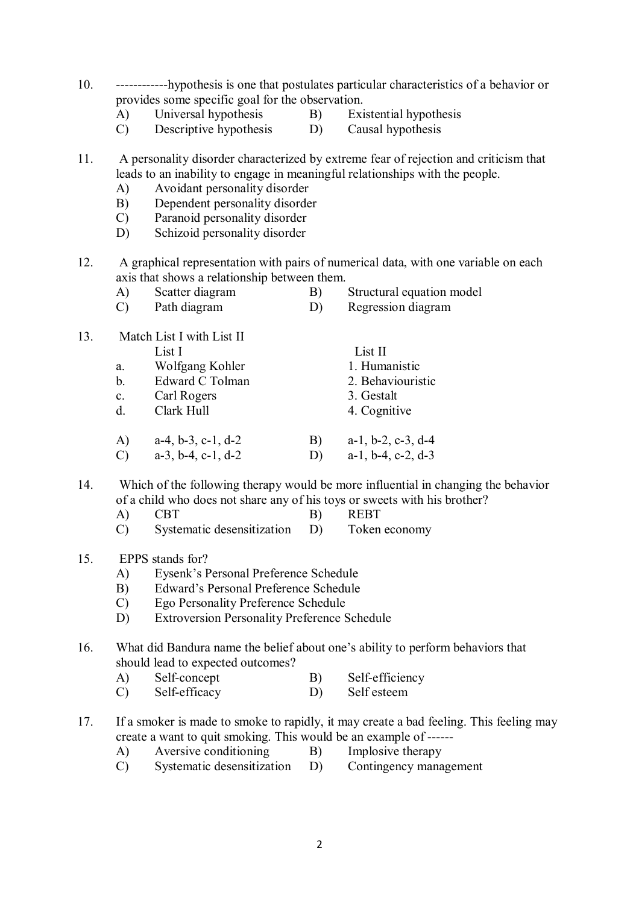10. ------------hypothesis is one that postulates particular characteristics of a behavior or provides some specific goal for the observation.
    - A) Universal hypothesis
    - B) Existential hypothesis
    - C) Descriptive hypothesis
    - D) Causal hypothesis

11. A personality disorder characterized by extreme fear of rejection and criticism that leads to an inability to engage in meaningful relationships with the people.
    - A) Avoidant personality disorder
    - B) Dependent personality disorder
    - C) Paranoid personality disorder
    - D) Schizoid personality disorder

12. A graphical representation with pairs of numerical data, with one variable on each axis that shows a relationship between them.
    - A) Scatter diagram
    - B) Structural equation model
    - C) Path diagram
    - D) Regression diagram

13. Match List I with List II

| | List I | List II |
|---|---|---|
| a. | Wolfgang Kohler | 1. Humanistic |
| b. | Edward C Tolman | 2. Behaviouristic |
| c. | Carl Rogers | 3. Gestalt |
| d. | Clark Hull | 4. Cognitive |

    - A) a-4, b-3, c-1, d-2
    - B) a-1, b-2, c-3, d-4
    - C) a-3, b-4, c-1, d-2
    - D) a-1, b-4, c-2, d-3

14. Which of the following therapy would be more influential in changing the behavior of a child who does not share any of his toys or sweets with his brother?
    - A) CBT
    - B) REBT
    - C) Systematic desensitization
    - D) Token economy

15. EPPS stands for?
    - A) Eysenk's Personal Preference Schedule
    - B) Edward's Personal Preference Schedule
    - C) Ego Personality Preference Schedule
    - D) Extroversion Personality Preference Schedule

16. What did Bandura name the belief about one's ability to perform behaviors that should lead to expected outcomes?
    - A) Self-concept
    - B) Self-efficiency
    - C) Self-efficacy
    - D) Self esteem

17. If a smoker is made to smoke to rapidly, it may create a bad feeling. This feeling may create a want to quit smoking. This would be an example of ------
    - A) Aversive conditioning
    - B) Implosive therapy
    - C) Systematic desensitization
    - D) Contingency management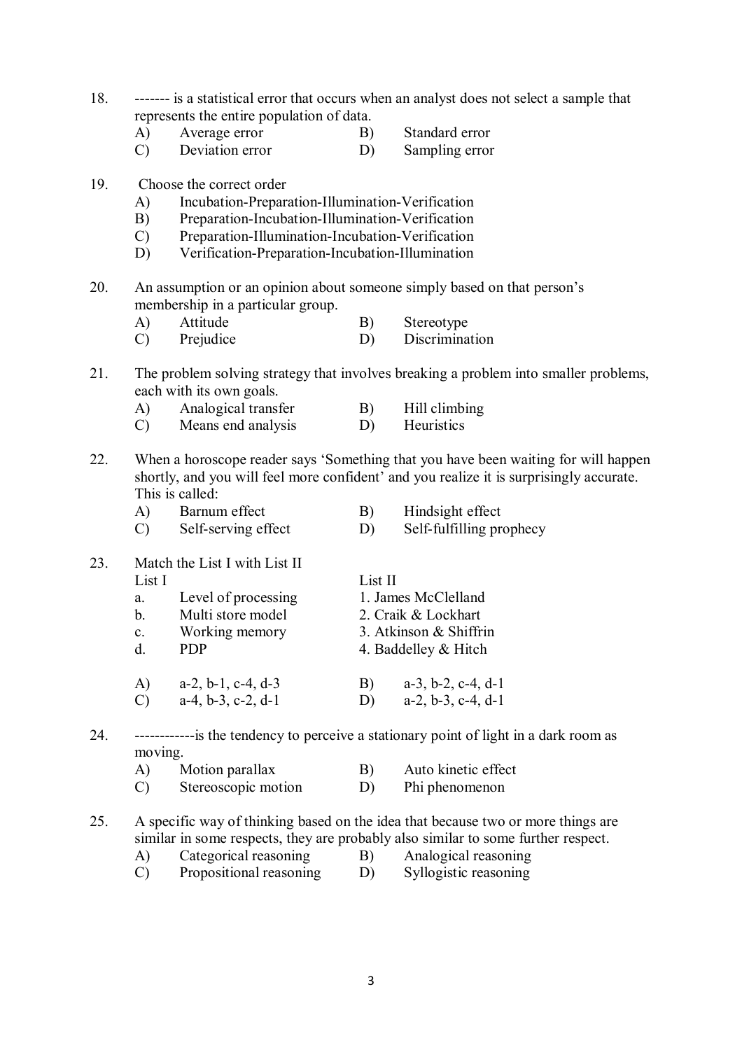18. ------- is a statistical error that occurs when an analyst does not select a sample that represents the entire population of data.

   A) Average error  B) Standard error
   C) Deviation error  D) Sampling error

19. Choose the correct order

   A) Incubation-Preparation-Illumination-Verification
   B) Preparation-Incubation-Illumination-Verification
   C) Preparation-Illumination-Incubation-Verification
   D) Verification-Preparation-Incubation-Illumination

20. An assumption or an opinion about someone simply based on that person's membership in a particular group.

   A) Attitude  B) Stereotype
   C) Prejudice  D) Discrimination

21. The problem solving strategy that involves breaking a problem into smaller problems, each with its own goals.

   A) Analogical transfer  B) Hill climbing
   C) Means end analysis  D) Heuristics

22. When a horoscope reader says 'Something that you have been waiting for will happen shortly, and you will feel more confident' and you realize it is surprisingly accurate. This is called:

   A) Barnum effect  B) Hindsight effect
   C) Self-serving effect  D) Self-fulfilling prophecy

23. Match the List I with List II

| List I | List II |
|---|---|
| a. Level of processing | 1. James McClelland |
| b. Multi store model | 2. Craik & Lockhart |
| c. Working memory | 3. Atkinson & Shiffrin |
| d. PDP | 4. Baddelley & Hitch |

   A) a-2, b-1, c-4, d-3  B) a-3, b-2, c-4, d-1
   C) a-4, b-3, c-2, d-1  D) a-2, b-3, c-4, d-1

24. ------------is the tendency to perceive a stationary point of light in a dark room as moving.

   A) Motion parallax  B) Auto kinetic effect
   C) Stereoscopic motion  D) Phi phenomenon

25. A specific way of thinking based on the idea that because two or more things are similar in some respects, they are probably also similar to some further respect.

   A) Categorical reasoning  B) Analogical reasoning
   C) Propositional reasoning  D) Syllogistic reasoning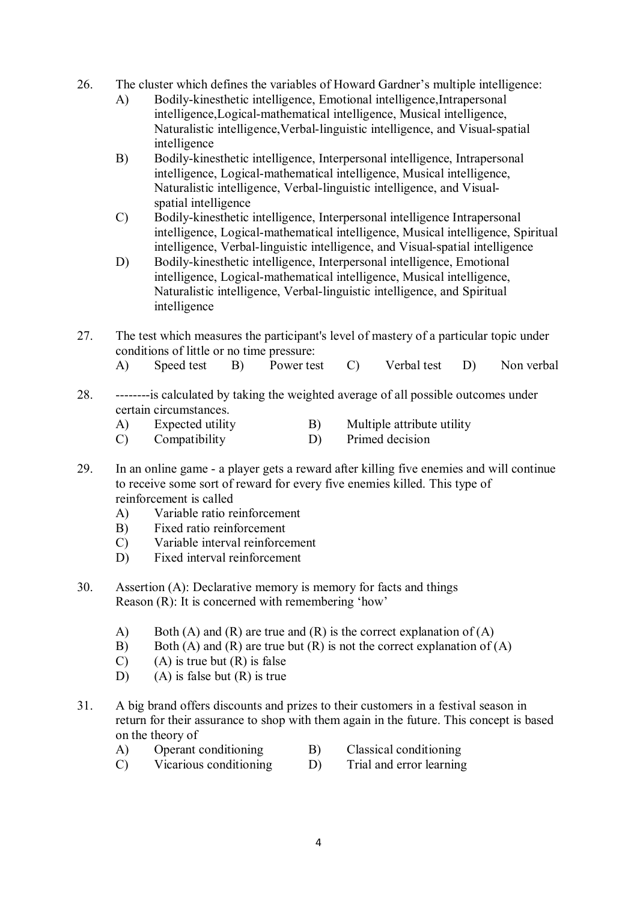26. The cluster which defines the variables of Howard Gardner's multiple intelligence:
    A) Bodily-kinesthetic intelligence, Emotional intelligence,Intrapersonal intelligence,Logical-mathematical intelligence, Musical intelligence, Naturalistic intelligence,Verbal-linguistic intelligence, and Visual-spatial intelligence
    B) Bodily-kinesthetic intelligence, Interpersonal intelligence, Intrapersonal intelligence, Logical-mathematical intelligence, Musical intelligence, Naturalistic intelligence, Verbal-linguistic intelligence, and Visual-spatial intelligence
    C) Bodily-kinesthetic intelligence, Interpersonal intelligence Intrapersonal intelligence, Logical-mathematical intelligence, Musical intelligence, Spiritual intelligence, Verbal-linguistic intelligence, and Visual-spatial intelligence
    D) Bodily-kinesthetic intelligence, Interpersonal intelligence, Emotional intelligence, Logical-mathematical intelligence, Musical intelligence, Naturalistic intelligence, Verbal-linguistic intelligence, and Spiritual intelligence

27. The test which measures the participant's level of mastery of a particular topic under conditions of little or no time pressure:
    A) Speed test B) Power test C) Verbal test D) Non verbal

28. --------is calculated by taking the weighted average of all possible outcomes under certain circumstances.
    A) Expected utility B) Multiple attribute utility
    C) Compatibility D) Primed decision

29. In an online game - a player gets a reward after killing five enemies and will continue to receive some sort of reward for every five enemies killed. This type of reinforcement is called
    A) Variable ratio reinforcement
    B) Fixed ratio reinforcement
    C) Variable interval reinforcement
    D) Fixed interval reinforcement

30. Assertion (A): Declarative memory is memory for facts and things
    Reason (R): It is concerned with remembering 'how'

    A) Both (A) and (R) are true and (R) is the correct explanation of (A)
    B) Both (A) and (R) are true but (R) is not the correct explanation of (A)
    C) (A) is true but (R) is false
    D) (A) is false but (R) is true

31. A big brand offers discounts and prizes to their customers in a festival season in return for their assurance to shop with them again in the future. This concept is based on the theory of
    A) Operant conditioning B) Classical conditioning
    C) Vicarious conditioning D) Trial and error learning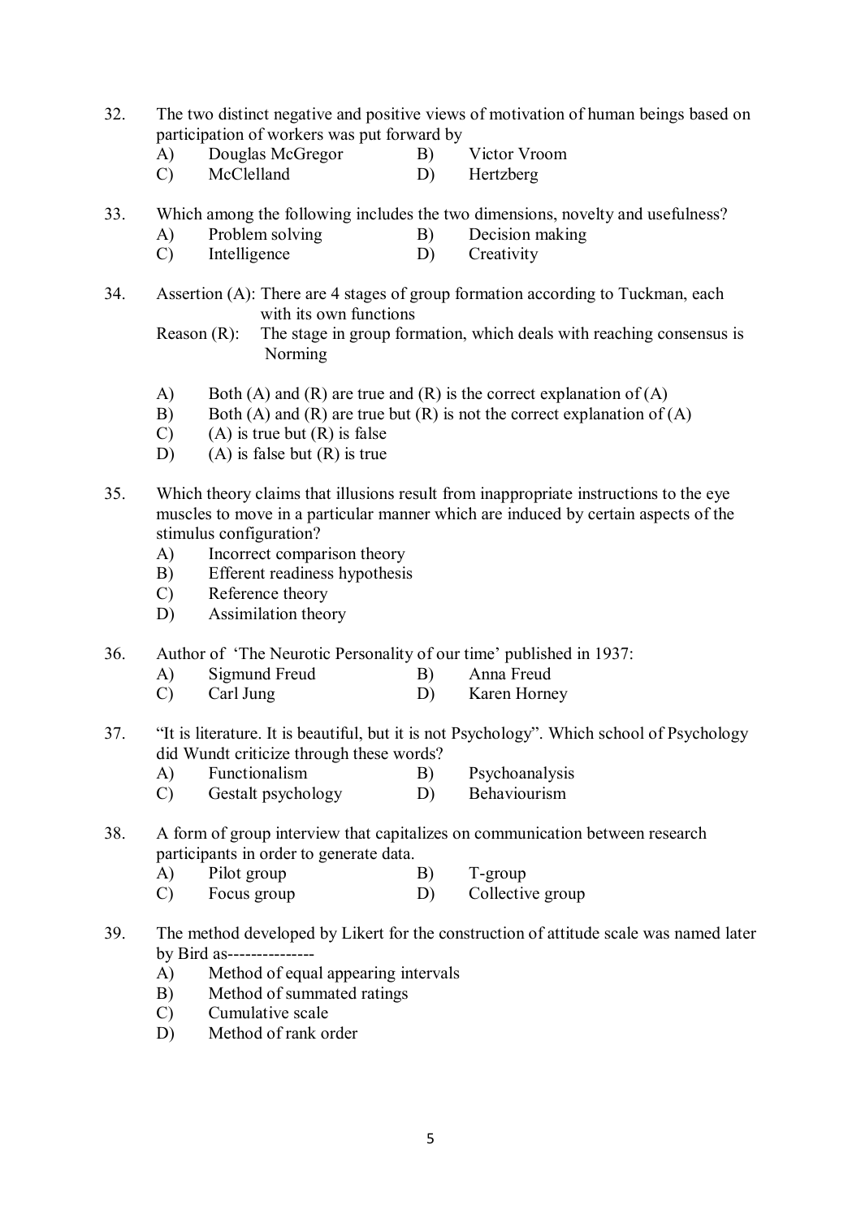32. The two distinct negative and positive views of motivation of human beings based on participation of workers was put forward by
    - A) Douglas McGregor
    - B) Victor Vroom
    - C) McClelland
    - D) Hertzberg

33. Which among the following includes the two dimensions, novelty and usefulness?
    - A) Problem solving
    - B) Decision making
    - C) Intelligence
    - D) Creativity

34. Assertion (A): There are 4 stages of group formation according to Tuckman, each with its own functions

    Reason (R): The stage in group formation, which deals with reaching consensus is Norming

    - A) Both (A) and (R) are true and (R) is the correct explanation of (A)
    - B) Both (A) and (R) are true but (R) is not the correct explanation of (A)
    - C) (A) is true but (R) is false
    - D) (A) is false but (R) is true

35. Which theory claims that illusions result from inappropriate instructions to the eye muscles to move in a particular manner which are induced by certain aspects of the stimulus configuration?
    - A) Incorrect comparison theory
    - B) Efferent readiness hypothesis
    - C) Reference theory
    - D) Assimilation theory

36. Author of 'The Neurotic Personality of our time' published in 1937:
    - A) Sigmund Freud
    - B) Anna Freud
    - C) Carl Jung
    - D) Karen Horney

37. "It is literature. It is beautiful, but it is not Psychology". Which school of Psychology did Wundt criticize through these words?
    - A) Functionalism
    - B) Psychoanalysis
    - C) Gestalt psychology
    - D) Behaviourism

38. A form of group interview that capitalizes on communication between research participants in order to generate data.
    - A) Pilot group
    - B) T-group
    - C) Focus group
    - D) Collective group

39. The method developed by Likert for the construction of attitude scale was named later by Bird as---------------
    - A) Method of equal appearing intervals
    - B) Method of summated ratings
    - C) Cumulative scale
    - D) Method of rank order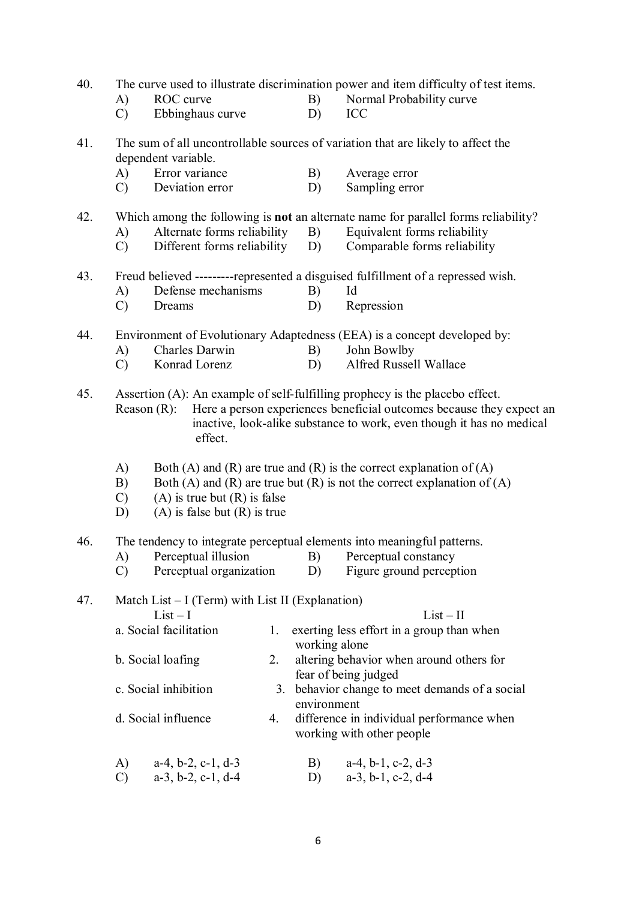40. The curve used to illustrate discrimination power and item difficulty of test items.
   - A) ROC curve
   - B) Normal Probability curve
   - C) Ebbinghaus curve
   - D) ICC

41. The sum of all uncontrollable sources of variation that are likely to affect the dependent variable.
   - A) Error variance
   - B) Average error
   - C) Deviation error
   - D) Sampling error

42. Which among the following is **not** an alternate name for parallel forms reliability?
   - A) Alternate forms reliability
   - B) Equivalent forms reliability
   - C) Different forms reliability
   - D) Comparable forms reliability

43. Freud believed ---------represented a disguised fulfillment of a repressed wish.
   - A) Defense mechanisms
   - B) Id
   - C) Dreams
   - D) Repression

44. Environment of Evolutionary Adaptedness (EEA) is a concept developed by:
   - A) Charles Darwin
   - B) John Bowlby
   - C) Konrad Lorenz
   - D) Alfred Russell Wallace

45. Assertion (A): An example of self-fulfilling prophecy is the placebo effect.
   Reason (R): Here a person experiences beneficial outcomes because they expect an inactive, look-alike substance to work, even though it has no medical effect.

   - A) Both (A) and (R) are true and (R) is the correct explanation of (A)
   - B) Both (A) and (R) are true but (R) is not the correct explanation of (A)
   - C) (A) is true but (R) is false
   - D) (A) is false but (R) is true

46. The tendency to integrate perceptual elements into meaningful patterns.
   - A) Perceptual illusion
   - B) Perceptual constancy
   - C) Perceptual organization
   - D) Figure ground perception

47. Match List – I (Term) with List II (Explanation)

| List – I | List – II |
|---|---|
| a. Social facilitation | 1. exerting less effort in a group than when working alone |
| b. Social loafing | 2. altering behavior when around others for fear of being judged |
| c. Social inhibition | 3. behavior change to meet demands of a social environment |
| d. Social influence | 4. difference in individual performance when working with other people |

   - A) a-4, b-2, c-1, d-3
   - B) a-4, b-1, c-2, d-3
   - C) a-3, b-2, c-1, d-4
   - D) a-3, b-1, c-2, d-4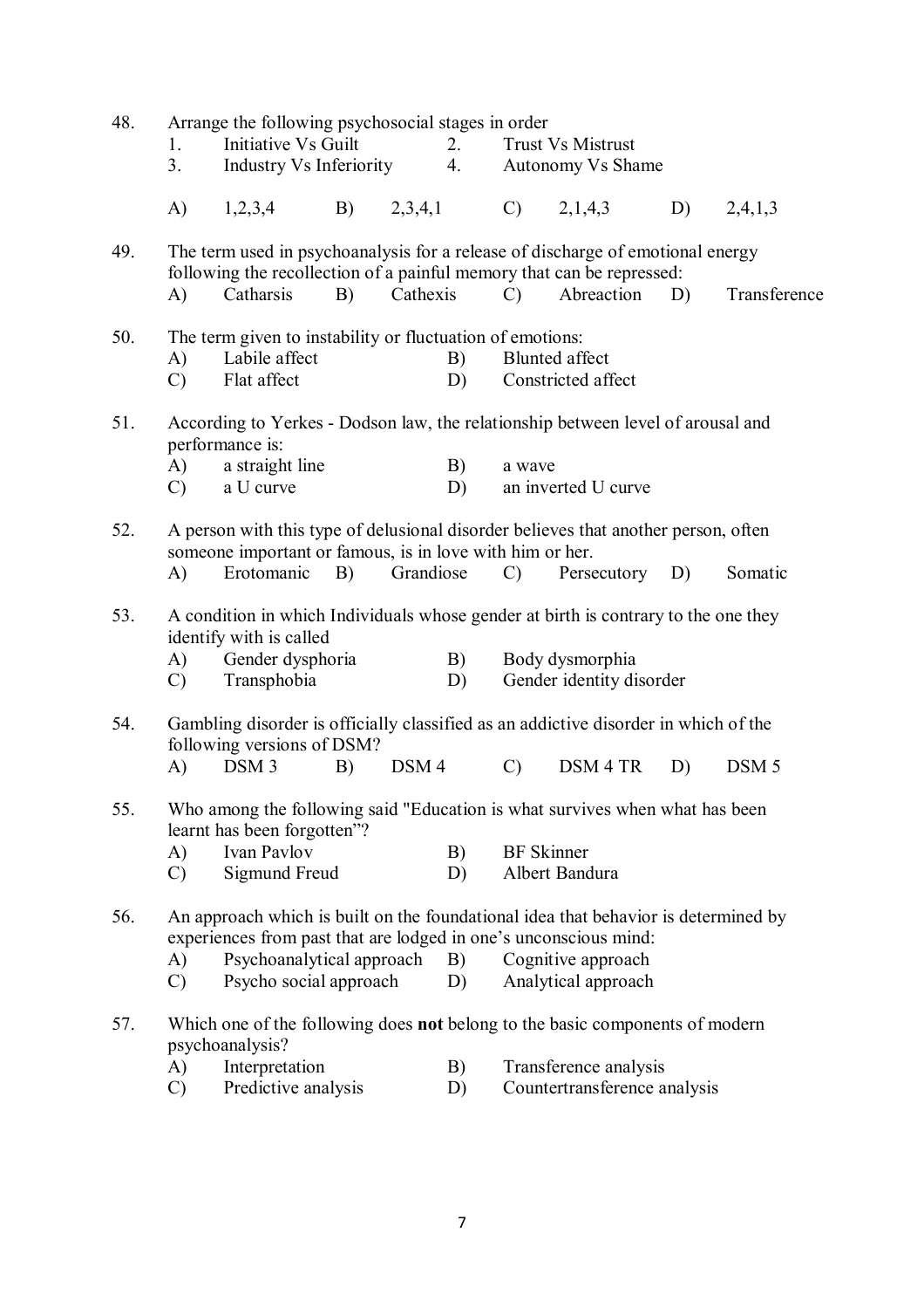48. Arrange the following psychosocial stages in order

   1. Initiative Vs Guilt
   2. Trust Vs Mistrust
   3. Industry Vs Inferiority
   4. Autonomy Vs Shame

   A) 1,2,3,4 B) 2,3,4,1 C) 2,1,4,3 D) 2,4,1,3

49. The term used in psychoanalysis for a release of discharge of emotional energy following the recollection of a painful memory that can be repressed:

   A) Catharsis B) Cathexis C) Abreaction D) Transference

50. The term given to instability or fluctuation of emotions:

   A) Labile affect
   B) Blunted affect
   C) Flat affect
   D) Constricted affect

51. According to Yerkes - Dodson law, the relationship between level of arousal and performance is:

   A) a straight line
   B) a wave
   C) a U curve
   D) an inverted U curve

52. A person with this type of delusional disorder believes that another person, often someone important or famous, is in love with him or her.

   A) Erotomanic B) Grandiose C) Persecutory D) Somatic

53. A condition in which Individuals whose gender at birth is contrary to the one they identify with is called

   A) Gender dysphoria
   B) Body dysmorphia
   C) Transphobia
   D) Gender identity disorder

54. Gambling disorder is officially classified as an addictive disorder in which of the following versions of DSM?

   A) DSM 3 B) DSM 4 C) DSM 4 TR D) DSM 5

55. Who among the following said "Education is what survives when what has been learnt has been forgotten"?

   A) Ivan Pavlov
   B) BF Skinner
   C) Sigmund Freud
   D) Albert Bandura

56. An approach which is built on the foundational idea that behavior is determined by experiences from past that are lodged in one's unconscious mind:

   A) Psychoanalytical approach
   B) Cognitive approach
   C) Psycho social approach
   D) Analytical approach

57. Which one of the following does **not** belong to the basic components of modern psychoanalysis?

   A) Interpretation
   B) Transference analysis
   C) Predictive analysis
   D) Countertransference analysis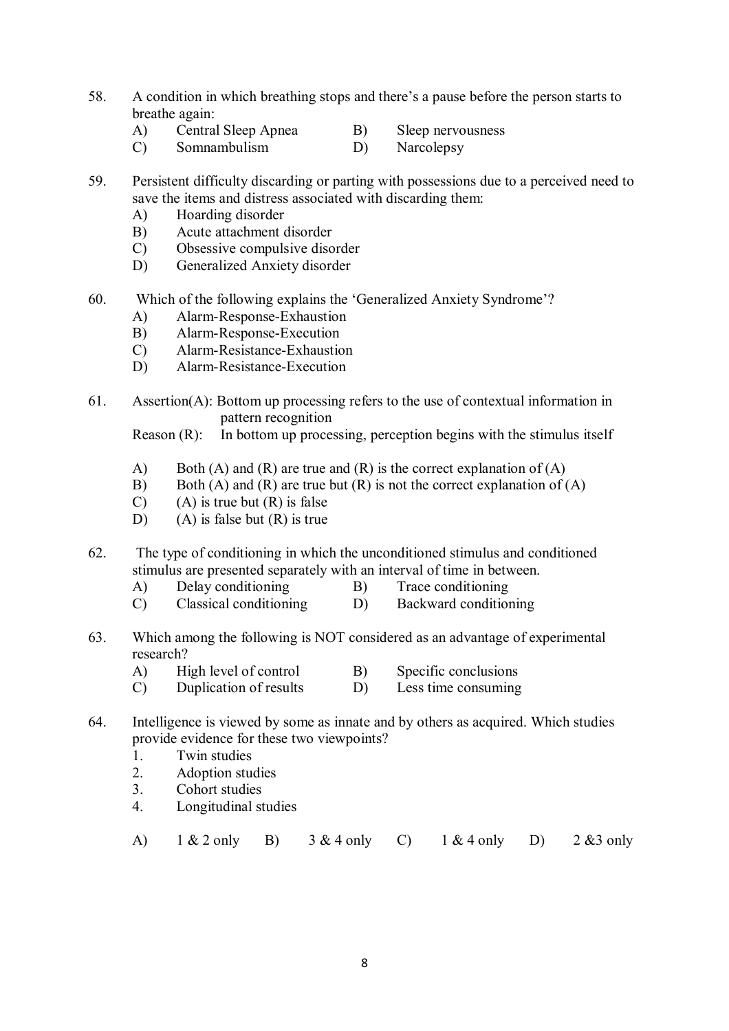58. A condition in which breathing stops and there's a pause before the person starts to breathe again:
    A) Central Sleep Apnea
    B) Sleep nervousness
    C) Somnambulism
    D) Narcolepsy

59. Persistent difficulty discarding or parting with possessions due to a perceived need to save the items and distress associated with discarding them:
    A) Hoarding disorder
    B) Acute attachment disorder
    C) Obsessive compulsive disorder
    D) Generalized Anxiety disorder

60. Which of the following explains the 'Generalized Anxiety Syndrome'?
    A) Alarm-Response-Exhaustion
    B) Alarm-Response-Execution
    C) Alarm-Resistance-Exhaustion
    D) Alarm-Resistance-Execution

61. Assertion(A): Bottom up processing refers to the use of contextual information in pattern recognition
    Reason (R): In bottom up processing, perception begins with the stimulus itself

    A) Both (A) and (R) are true and (R) is the correct explanation of (A)
    B) Both (A) and (R) are true but (R) is not the correct explanation of (A)
    C) (A) is true but (R) is false
    D) (A) is false but (R) is true

62. The type of conditioning in which the unconditioned stimulus and conditioned stimulus are presented separately with an interval of time in between.
    A) Delay conditioning
    B) Trace conditioning
    C) Classical conditioning
    D) Backward conditioning

63. Which among the following is NOT considered as an advantage of experimental research?
    A) High level of control
    B) Specific conclusions
    C) Duplication of results
    D) Less time consuming

64. Intelligence is viewed by some as innate and by others as acquired. Which studies provide evidence for these two viewpoints?
    1. Twin studies
    2. Adoption studies
    3. Cohort studies
    4. Longitudinal studies

    A) 1 & 2 only
    B) 3 & 4 only
    C) 1 & 4 only
    D) 2 &3 only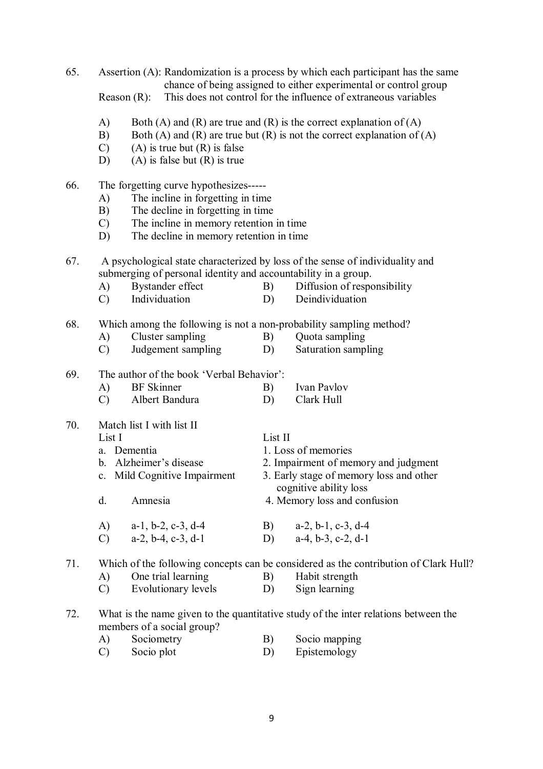65. Assertion (A): Randomization is a process by which each participant has the same chance of being assigned to either experimental or control group

    Reason (R): This does not control for the influence of extraneous variables

    A) Both (A) and (R) are true and (R) is the correct explanation of (A)
    B) Both (A) and (R) are true but (R) is not the correct explanation of (A)
    C) (A) is true but (R) is false
    D) (A) is false but (R) is true

66. The forgetting curve hypothesizes-----

    A) The incline in forgetting in time
    B) The decline in forgetting in time
    C) The incline in memory retention in time
    D) The decline in memory retention in time

67. A psychological state characterized by loss of the sense of individuality and submerging of personal identity and accountability in a group.

    A) Bystander effect
    B) Diffusion of responsibility
    C) Individuation
    D) Deindividuation

68. Which among the following is not a non-probability sampling method?

    A) Cluster sampling
    B) Quota sampling
    C) Judgement sampling
    D) Saturation sampling

69. The author of the book 'Verbal Behavior':

    A) BF Skinner
    B) Ivan Pavlov
    C) Albert Bandura
    D) Clark Hull

70. Match list I with list II

| List I | List II |
|---|---|
| a. Dementia | 1. Loss of memories |
| b. Alzheimer's disease | 2. Impairment of memory and judgment |
| c. Mild Cognitive Impairment | 3. Early stage of memory loss and other cognitive ability loss |
| d. Amnesia | 4. Memory loss and confusion |

    A) a-1, b-2, c-3, d-4
    B) a-2, b-1, c-3, d-4
    C) a-2, b-4, c-3, d-1
    D) a-4, b-3, c-2, d-1

71. Which of the following concepts can be considered as the contribution of Clark Hull?

    A) One trial learning
    B) Habit strength
    C) Evolutionary levels
    D) Sign learning

72. What is the name given to the quantitative study of the inter relations between the members of a social group?

    A) Sociometry
    B) Socio mapping
    C) Socio plot
    D) Epistemology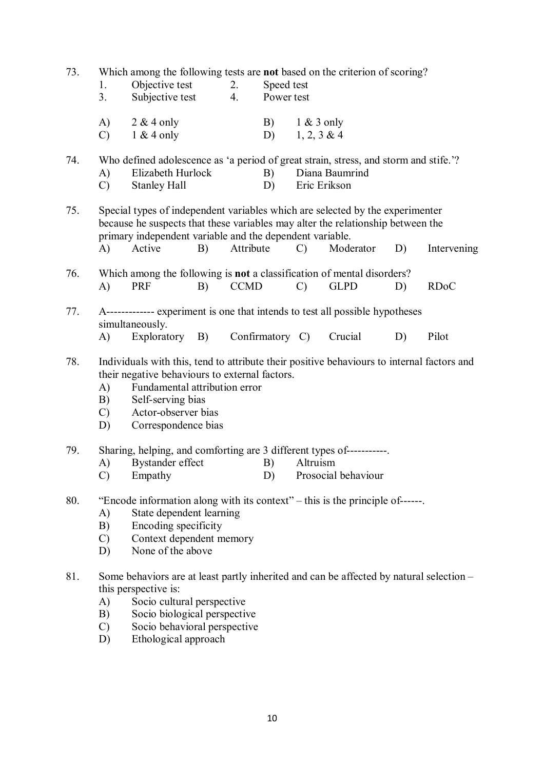73. Which among the following tests are **not** based on the criterion of scoring?

1. Objective test
2. Speed test
3. Subjective test
4. Power test

A) 2 & 4 only
B) 1 & 3 only
C) 1 & 4 only
D) 1, 2, 3 & 4

74. Who defined adolescence as 'a period of great strain, stress, and storm and stife.'?

A) Elizabeth Hurlock
B) Diana Baumrind
C) Stanley Hall
D) Eric Erikson

75. Special types of independent variables which are selected by the experimenter because he suspects that these variables may alter the relationship between the primary independent variable and the dependent variable.

A) Active
B) Attribute
C) Moderator
D) Intervening

76. Which among the following is **not** a classification of mental disorders?

A) PRF
B) CCMD
C) GLPD
D) RDoC

77. A------------- experiment is one that intends to test all possible hypotheses simultaneously.

A) Exploratory
B) Confirmatory
C) Crucial
D) Pilot

78. Individuals with this, tend to attribute their positive behaviours to internal factors and their negative behaviours to external factors.

A) Fundamental attribution error
B) Self-serving bias
C) Actor-observer bias
D) Correspondence bias

79. Sharing, helping, and comforting are 3 different types of-----------.

A) Bystander effect
B) Altruism
C) Empathy
D) Prosocial behaviour

80. "Encode information along with its context" – this is the principle of------.

A) State dependent learning
B) Encoding specificity
C) Context dependent memory
D) None of the above

81. Some behaviors are at least partly inherited and can be affected by natural selection – this perspective is:

A) Socio cultural perspective
B) Socio biological perspective
C) Socio behavioral perspective
D) Ethological approach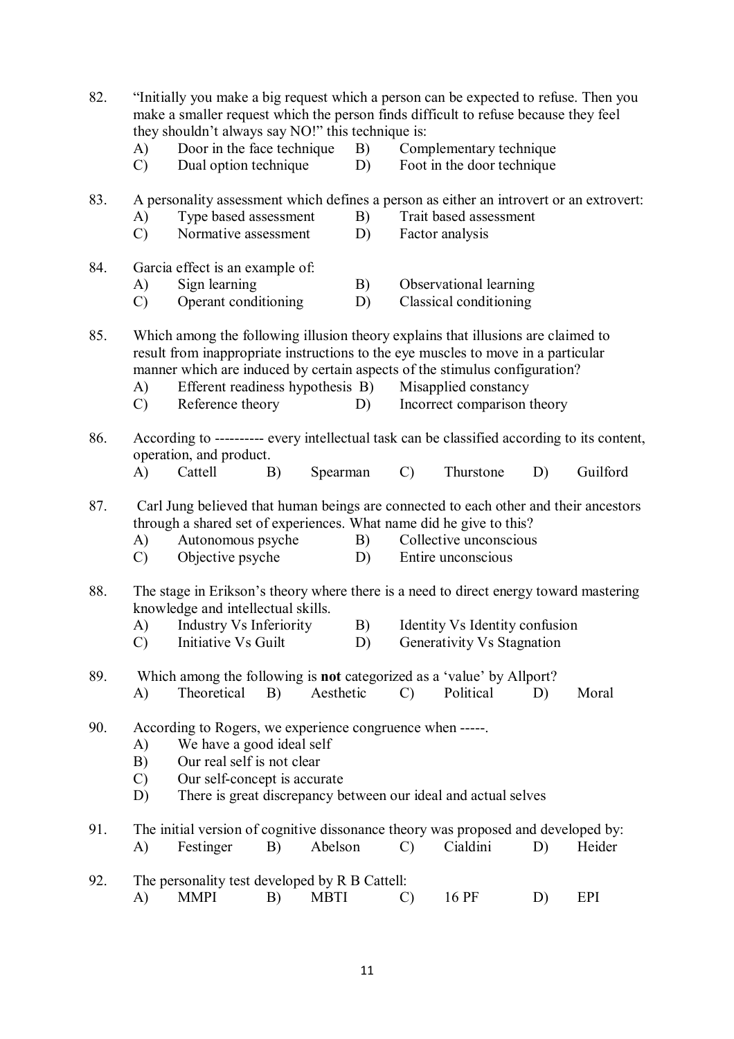82. "Initially you make a big request which a person can be expected to refuse. Then you make a smaller request which the person finds difficult to refuse because they feel they shouldn't always say NO!" this technique is:

    A) Door in the face technique  B) Complementary technique
    C) Dual option technique  D) Foot in the door technique

83. A personality assessment which defines a person as either an introvert or an extrovert:

    A) Type based assessment  B) Trait based assessment
    C) Normative assessment  D) Factor analysis

84. Garcia effect is an example of:

    A) Sign learning  B) Observational learning
    C) Operant conditioning  D) Classical conditioning

85. Which among the following illusion theory explains that illusions are claimed to result from inappropriate instructions to the eye muscles to move in a particular manner which are induced by certain aspects of the stimulus configuration?

    A) Efferent readiness hypothesis  B) Misapplied constancy
    C) Reference theory  D) Incorrect comparison theory

86. According to ---------- every intellectual task can be classified according to its content, operation, and product.

    A) Cattell  B) Spearman  C) Thurstone  D) Guilford

87. Carl Jung believed that human beings are connected to each other and their ancestors through a shared set of experiences. What name did he give to this?

    A) Autonomous psyche  B) Collective unconscious
    C) Objective psyche  D) Entire unconscious

88. The stage in Erikson's theory where there is a need to direct energy toward mastering knowledge and intellectual skills.

    A) Industry Vs Inferiority  B) Identity Vs Identity confusion
    C) Initiative Vs Guilt  D) Generativity Vs Stagnation

89. Which among the following is **not** categorized as a 'value' by Allport?

    A) Theoretical  B) Aesthetic  C) Political  D) Moral

90. According to Rogers, we experience congruence when -----.

    A) We have a good ideal self
    B) Our real self is not clear
    C) Our self-concept is accurate
    D) There is great discrepancy between our ideal and actual selves

91. The initial version of cognitive dissonance theory was proposed and developed by:

    A) Festinger  B) Abelson  C) Cialdini  D) Heider

92. The personality test developed by R B Cattell:

    A) MMPI  B) MBTI  C) 16 PF  D) EPI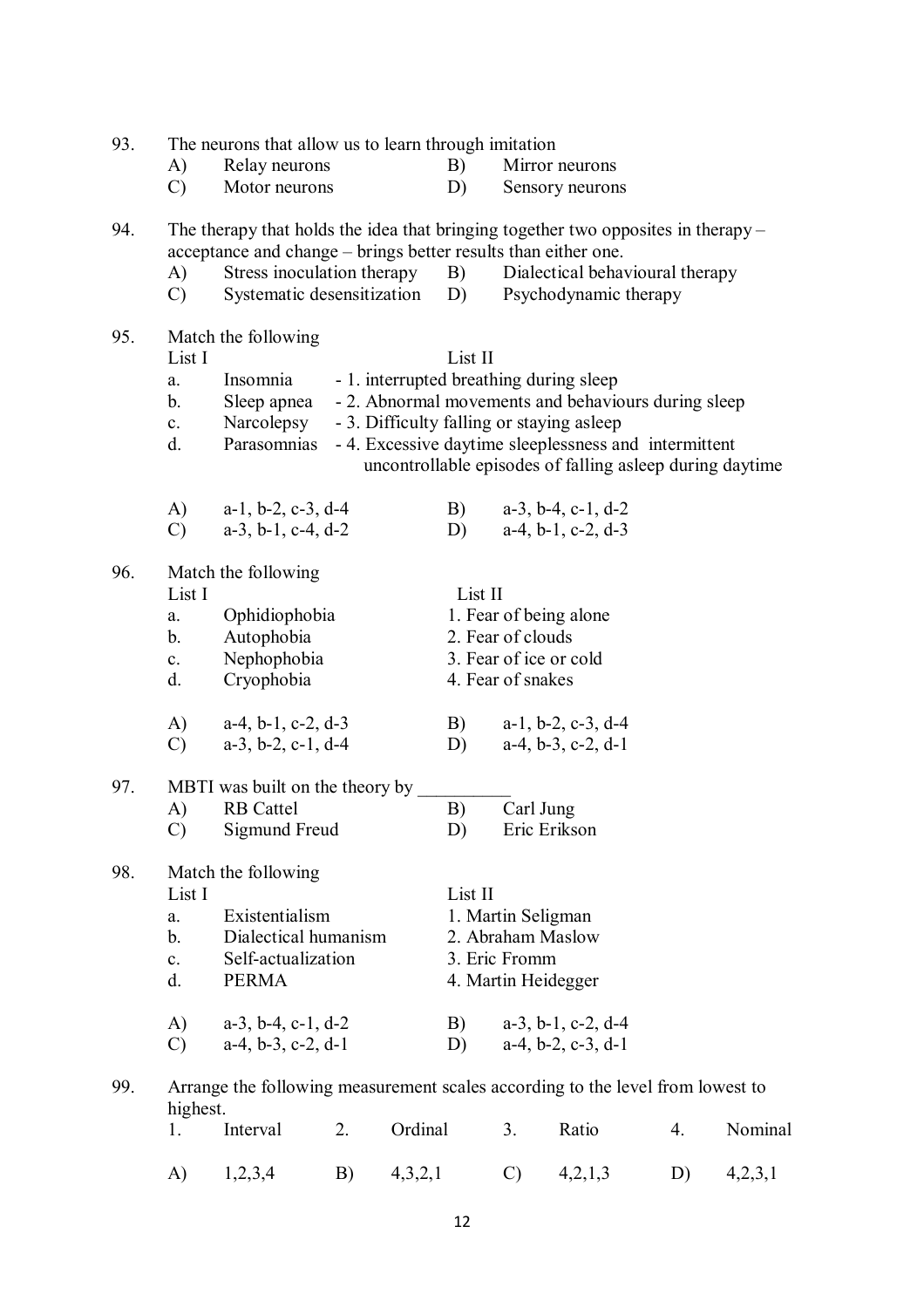93. The neurons that allow us to learn through imitation

A) Relay neurons B) Mirror neurons
C) Motor neurons D) Sensory neurons

94. The therapy that holds the idea that bringing together two opposites in therapy – acceptance and change – brings better results than either one.

A) Stress inoculation therapy B) Dialectical behavioural therapy
C) Systematic desensitization D) Psychodynamic therapy

95. Match the following

| List I | | List II |
|---|---|---|
| a. | Insomnia | - 1. interrupted breathing during sleep |
| b. | Sleep apnea | - 2. Abnormal movements and behaviours during sleep |
| c. | Narcolepsy | - 3. Difficulty falling or staying asleep |
| d. | Parasomnias | - 4. Excessive daytime sleeplessness and intermittent uncontrollable episodes of falling asleep during daytime |

A) a-1, b-2, c-3, d-4 B) a-3, b-4, c-1, d-2
C) a-3, b-1, c-4, d-2 D) a-4, b-1, c-2, d-3

96. Match the following

| List I | | List II |
|---|---|---|
| a. | Ophidiophobia | 1. Fear of being alone |
| b. | Autophobia | 2. Fear of clouds |
| c. | Nephophobia | 3. Fear of ice or cold |
| d. | Cryophobia | 4. Fear of snakes |

A) a-4, b-1, c-2, d-3 B) a-1, b-2, c-3, d-4
C) a-3, b-2, c-1, d-4 D) a-4, b-3, c-2, d-1

97. MBTI was built on the theory by __________

A) RB Cattel B) Carl Jung
C) Sigmund Freud D) Eric Erikson

98. Match the following

| List I | | List II |
|---|---|---|
| a. | Existentialism | 1. Martin Seligman |
| b. | Dialectical humanism | 2. Abraham Maslow |
| c. | Self-actualization | 3. Eric Fromm |
| d. | PERMA | 4. Martin Heidegger |

A) a-3, b-4, c-1, d-2 B) a-3, b-1, c-2, d-4
C) a-4, b-3, c-2, d-1 D) a-4, b-2, c-3, d-1

99. Arrange the following measurement scales according to the level from lowest to highest.

1. Interval 2. Ordinal 3. Ratio 4. Nominal

A) 1,2,3,4 B) 4,3,2,1 C) 4,2,1,3 D) 4,2,3,1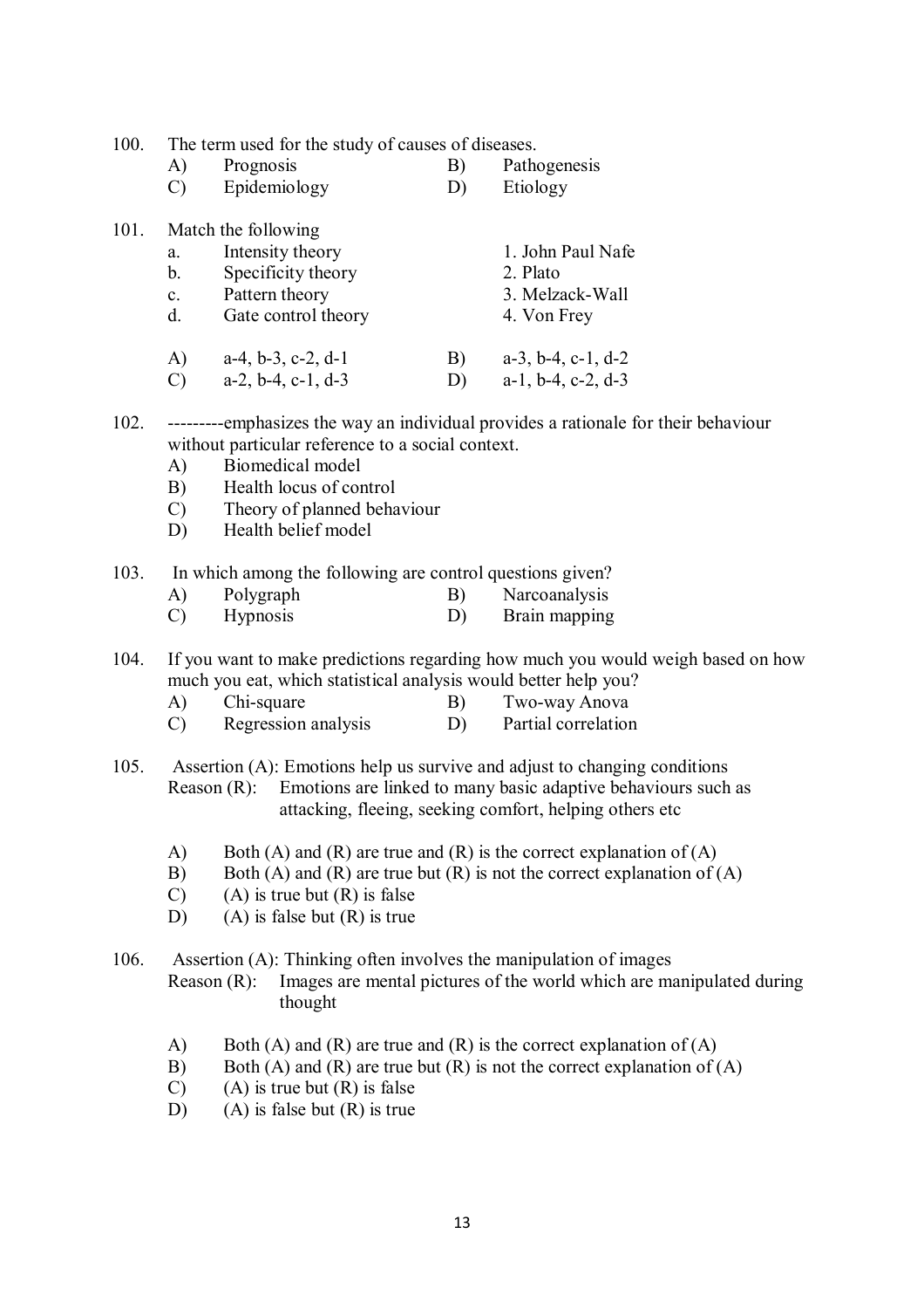100. The term used for the study of causes of diseases.

A) Prognosis
B) Pathogenesis
C) Epidemiology
D) Etiology

101. Match the following

| | | |
|---|---|---|
| a. | Intensity theory | 1. John Paul Nafe |
| b. | Specificity theory | 2. Plato |
| c. | Pattern theory | 3. Melzack-Wall |
| d. | Gate control theory | 4. Von Frey |

A) a-4, b-3, c-2, d-1
B) a-3, b-4, c-1, d-2
C) a-2, b-4, c-1, d-3
D) a-1, b-4, c-2, d-3

102. ---------emphasizes the way an individual provides a rationale for their behaviour without particular reference to a social context.

A) Biomedical model
B) Health locus of control
C) Theory of planned behaviour
D) Health belief model

103. In which among the following are control questions given?

A) Polygraph
B) Narcoanalysis
C) Hypnosis
D) Brain mapping

104. If you want to make predictions regarding how much you would weigh based on how much you eat, which statistical analysis would better help you?

A) Chi-square
B) Two-way Anova
C) Regression analysis
D) Partial correlation

105. Assertion (A): Emotions help us survive and adjust to changing conditions
Reason (R): Emotions are linked to many basic adaptive behaviours such as attacking, fleeing, seeking comfort, helping others etc

A) Both (A) and (R) are true and (R) is the correct explanation of (A)
B) Both (A) and (R) are true but (R) is not the correct explanation of (A)
C) (A) is true but (R) is false
D) (A) is false but (R) is true

106. Assertion (A): Thinking often involves the manipulation of images
Reason (R): Images are mental pictures of the world which are manipulated during thought

A) Both (A) and (R) are true and (R) is the correct explanation of (A)
B) Both (A) and (R) are true but (R) is not the correct explanation of (A)
C) (A) is true but (R) is false
D) (A) is false but (R) is true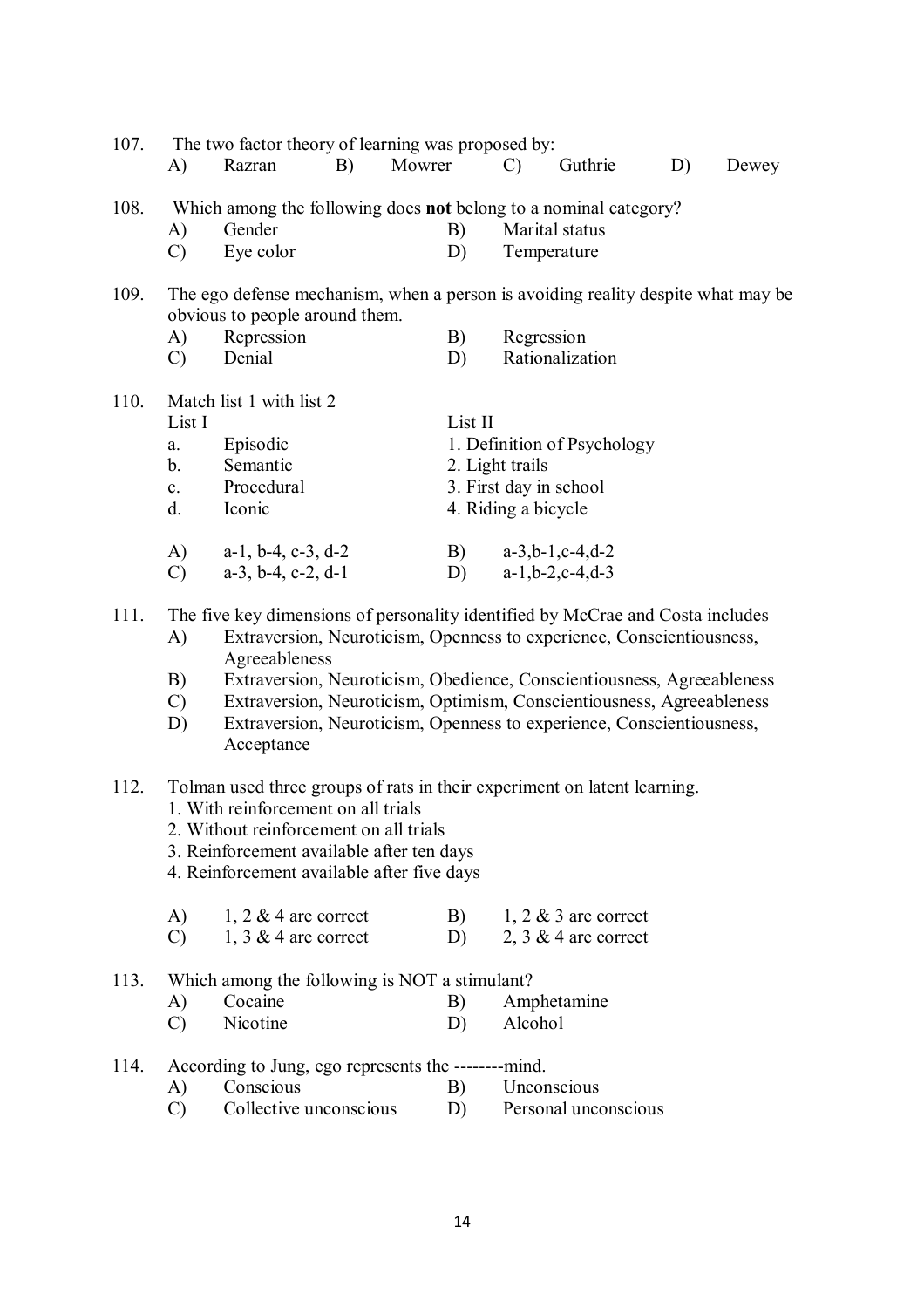107. The two factor theory of learning was proposed by:

A) Razran B) Mowrer C) Guthrie D) Dewey

108. Which among the following does **not** belong to a nominal category?

A) Gender B) Marital status
C) Eye color D) Temperature

109. The ego defense mechanism, when a person is avoiding reality despite what may be obvious to people around them.

A) Repression B) Regression
C) Denial D) Rationalization

110. Match list 1 with list 2

| List I | | List II |
|---|---|---|
| a. | Episodic | 1. Definition of Psychology |
| b. | Semantic | 2. Light trails |
| c. | Procedural | 3. First day in school |
| d. | Iconic | 4. Riding a bicycle |

A) a-1, b-4, c-3, d-2 B) a-3,b-1,c-4,d-2
C) a-3, b-4, c-2, d-1 D) a-1,b-2,c-4,d-3

111. The five key dimensions of personality identified by McCrae and Costa includes

A) Extraversion, Neuroticism, Openness to experience, Conscientiousness, Agreeableness
B) Extraversion, Neuroticism, Obedience, Conscientiousness, Agreeableness
C) Extraversion, Neuroticism, Optimism, Conscientiousness, Agreeableness
D) Extraversion, Neuroticism, Openness to experience, Conscientiousness, Acceptance

112. Tolman used three groups of rats in their experiment on latent learning.

1. With reinforcement on all trials
2. Without reinforcement on all trials
3. Reinforcement available after ten days
4. Reinforcement available after five days

A) 1, 2 & 4 are correct B) 1, 2 & 3 are correct
C) 1, 3 & 4 are correct D) 2, 3 & 4 are correct

113. Which among the following is NOT a stimulant?

A) Cocaine B) Amphetamine
C) Nicotine D) Alcohol

114. According to Jung, ego represents the --------mind.

A) Conscious B) Unconscious
C) Collective unconscious D) Personal unconscious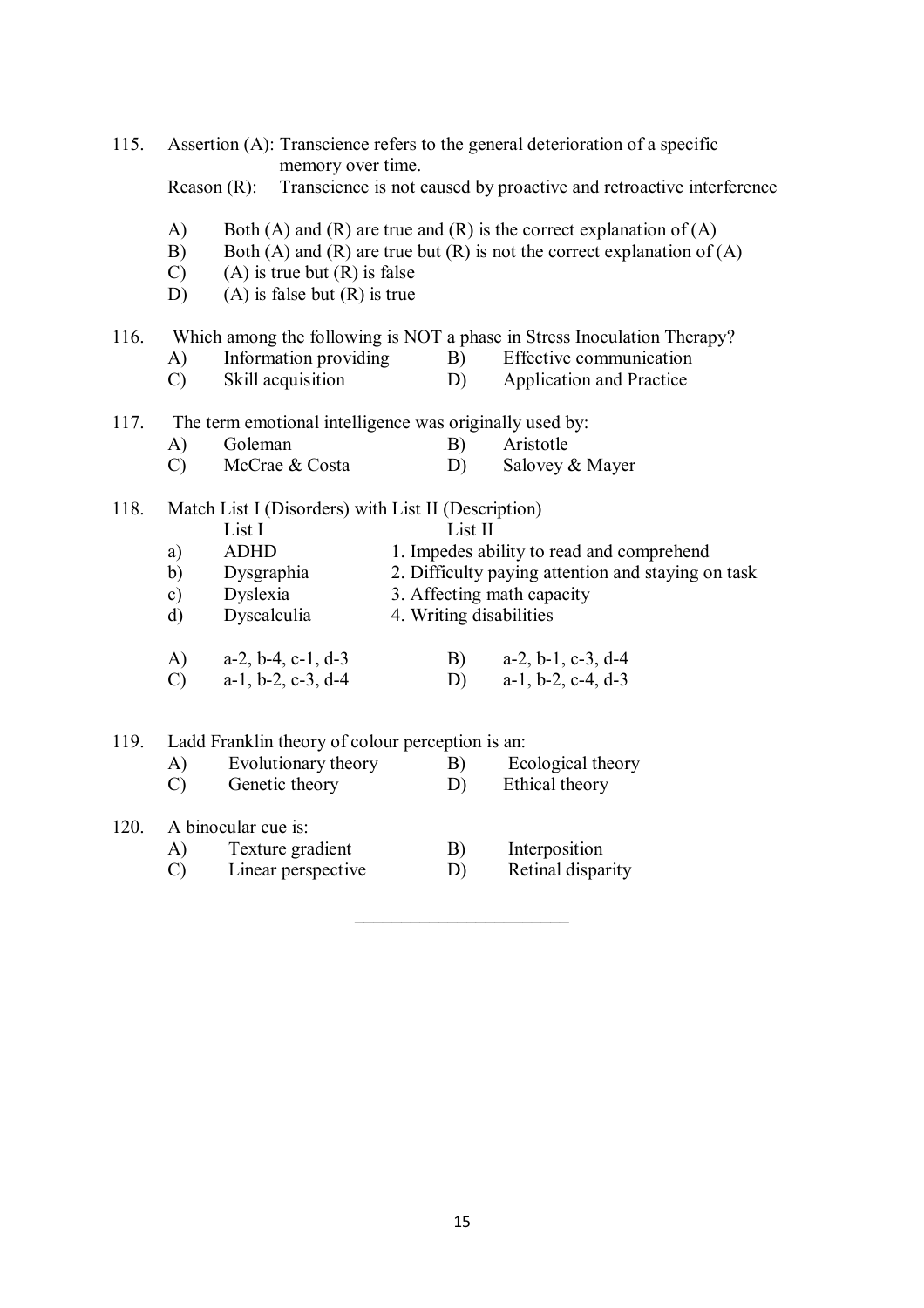115. Assertion (A): Transcience refers to the general deterioration of a specific memory over time.

Reason (R): Transcience is not caused by proactive and retroactive interference

A) Both (A) and (R) are true and (R) is the correct explanation of (A)
B) Both (A) and (R) are true but (R) is not the correct explanation of (A)
C) (A) is true but (R) is false
D) (A) is false but (R) is true

116. Which among the following is NOT a phase in Stress Inoculation Therapy?

A) Information providing
B) Effective communication
C) Skill acquisition
D) Application and Practice

117. The term emotional intelligence was originally used by:

A) Goleman
B) Aristotle
C) McCrae & Costa
D) Salovey & Mayer

118. Match List I (Disorders) with List II (Description)

| | List I | List II |
|---|---|---|
| a) | ADHD | 1. Impedes ability to read and comprehend |
| b) | Dysgraphia | 2. Difficulty paying attention and staying on task |
| c) | Dyslexia | 3. Affecting math capacity |
| d) | Dyscalculia | 4. Writing disabilities |

A) a-2, b-4, c-1, d-3
B) a-2, b-1, c-3, d-4
C) a-1, b-2, c-3, d-4
D) a-1, b-2, c-4, d-3

119. Ladd Franklin theory of colour perception is an:

A) Evolutionary theory
B) Ecological theory
C) Genetic theory
D) Ethical theory

120. A binocular cue is:

A) Texture gradient
B) Interposition
C) Linear perspective
D) Retinal disparity